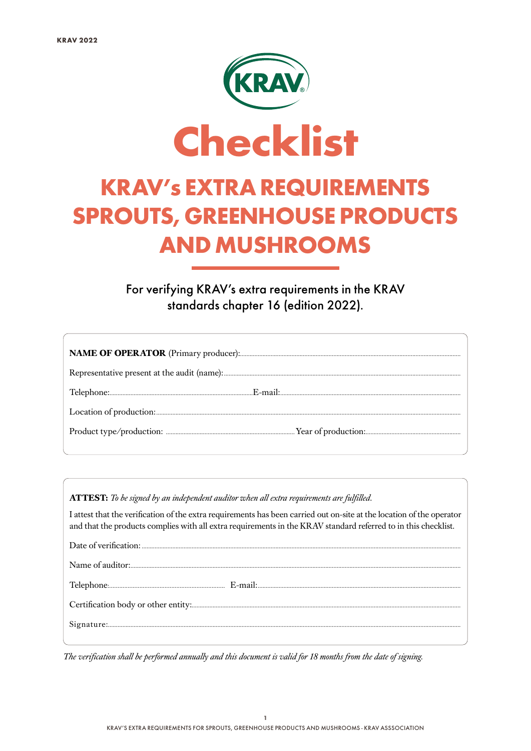# Checklist

## KRAV's EXTRA REQUIREMENTS SPROUTS, GREENHOUSE PRODUCTS AND MUSHROOMS

For verifying KRAV's extra requirements in the KRAV standards chapter 16 (edition 2022).

**NAME OF OPERATOR** (Primary producer):...........................................................................

Representative present at the audit (name):...........................................................................

Telephone:........................................................................E-mail:...........................................................................

Location of production:...........................................................................

Product type/production: ..............................................................Year of production:.....................................................

**ATTEST:** *To be signed by an independent auditor when all extra requirements are fulfilled.*

I attest that the verification of the extra requirements has been carried out on-site at the location of the operator and that the products complies with all extra requirements in the KRAV standard referred to in this checklist.

Date of verification: ...........................................................................

Name of auditor:...........................................................................

Telephone:.......................................................... E-mail:...........................................................................

Certification body or other entity:...........................................................................

Signature:...........................................................................

*The verification shall be performed annually and this document is valid for 18 months from the date of signing.*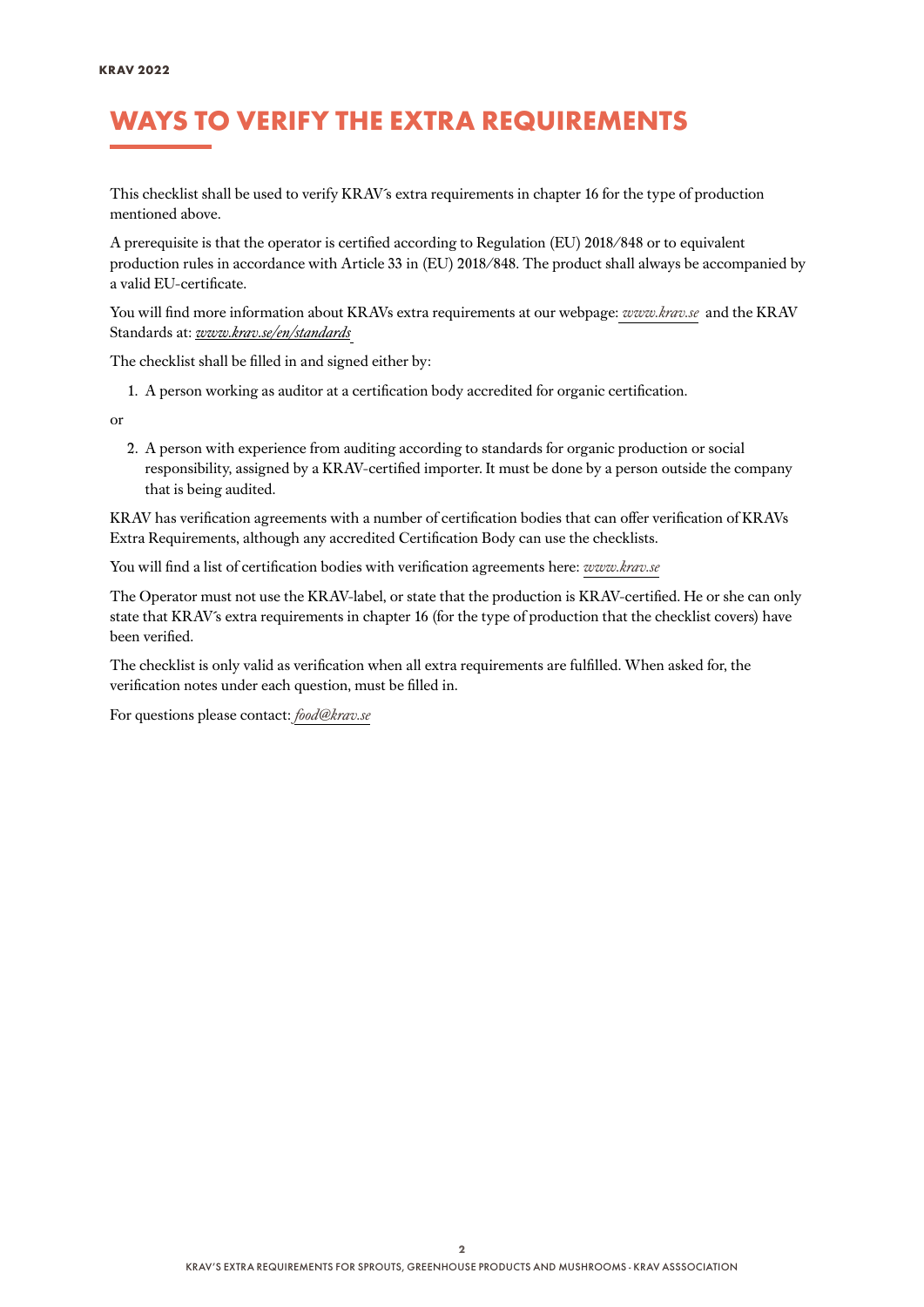# WAYS TO VERIFY THE EXTRA REQUIREMENTS

This checklist shall be used to verify KRAV´s extra requirements in chapter 16 for the type of production mentioned above.

A prerequisite is that the operator is certified according to Regulation (EU) 2018/848 or to equivalent production rules in accordance with Article 33 in (EU) 2018/848. The product shall always be accompanied by a valid EU-certificate.

You will find more information about KRAVs extra requirements at our webpage: *www.krav.se* and the KRAV Standards at: *www.krav.se/en/standards*

The checklist shall be filled in and signed either by:

1. A person working as auditor at a certification body accredited for organic certification.

or

2. A person with experience from auditing according to standards for organic production or social responsibility, assigned by a KRAV-certified importer. It must be done by a person outside the company that is being audited.

KRAV has verification agreements with a number of certification bodies that can offer verification of KRAVs Extra Requirements, although any accredited Certification Body can use the checklists.

You will find a list of certification bodies with verification agreements here: *www.krav.se*

The Operator must not use the KRAV-label, or state that the production is KRAV-certified. He or she can only state that KRAV´s extra requirements in chapter 16 (for the type of production that the checklist covers) have been verified.

The checklist is only valid as verification when all extra requirements are fulfilled. When asked for, the verification notes under each question, must be filled in.

For questions please contact: *food@krav.se*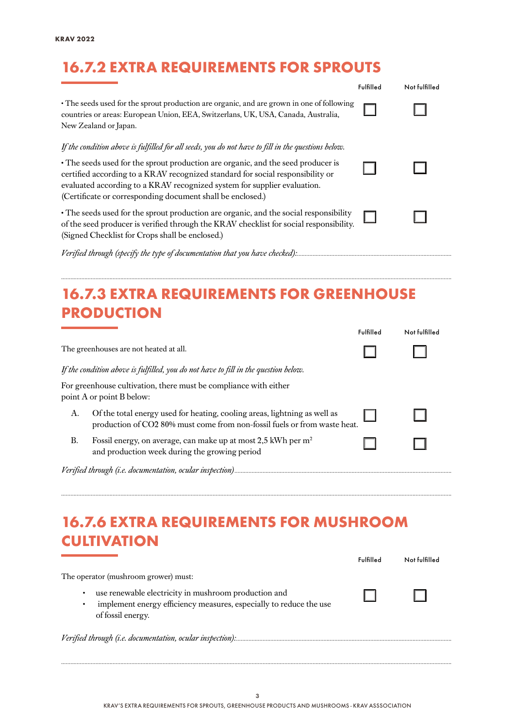## 16.7.2 EXTRA REQUIREMENTS FOR SPROUTS

| | Fulfilled | Not fulfilled |
|---|---|---|
| • The seeds used for the sprout production are organic, and are grown in one of following countries or areas: European Union, EEA, Switzerlans, UK, USA, Canada, Australia, New Zealand or Japan. | ☐ | ☐ |

*If the condition above is fulfilled for all seeds, you do not have to fill in the questions below.*

| | Fulfilled | Not fulfilled |
|---|---|---|
| • The seeds used for the sprout production are organic, and the seed producer is certified according to a KRAV recognized standard for social responsibility or evaluated according to a KRAV recognized system for supplier evaluation. (Certificate or corresponding document shall be enclosed.) | ☐ | ☐ |
| • The seeds used for the sprout production are organic, and the social responsibility of the seed producer is verified through the KRAV checklist for social responsibility. (Signed Checklist for Crops shall be enclosed.) | ☐ | ☐ |

*Verified through (specify the type of documentation that you have checked):*.................................................................................................

.................................................................................................................................................................

## 16.7.3 EXTRA REQUIREMENTS FOR GREENHOUSE PRODUCTION

| | Fulfilled | Not fulfilled |
|---|---|---|
| The greenhouses are not heated at all. | ☐ | ☐ |

*If the condition above is fulfilled, you do not have to fill in the question below.*

For greenhouse cultivation, there must be compliance with either point A or point B below:

| | Fulfilled | Not fulfilled |
|---|---|---|
| A. Of the total energy used for heating, cooling areas, lightning as well as production of CO2 80% must come from non-fossil fuels or from waste heat. | ☐ | ☐ |
| B. Fossil energy, on average, can make up at most 2,5 kWh per $m^2$ and production week during the growing period | ☐ | ☐ |

*Verified through (i.e. documentation, ocular inspection)*.................................................................................................

.................................................................................................................................................................

## 16.7.6 EXTRA REQUIREMENTS FOR MUSHROOM CULTIVATION

The operator (mushroom grower) must:

| | Fulfilled | Not fulfilled |
|---|---|---|
| • use renewable electricity in mushroom production and<br>• implement energy efficiency measures, especially to reduce the use of fossil energy. | ☐ | ☐ |

*Verified through (i.e. documentation, ocular inspection):*.................................................................................................

.................................................................................................................................................................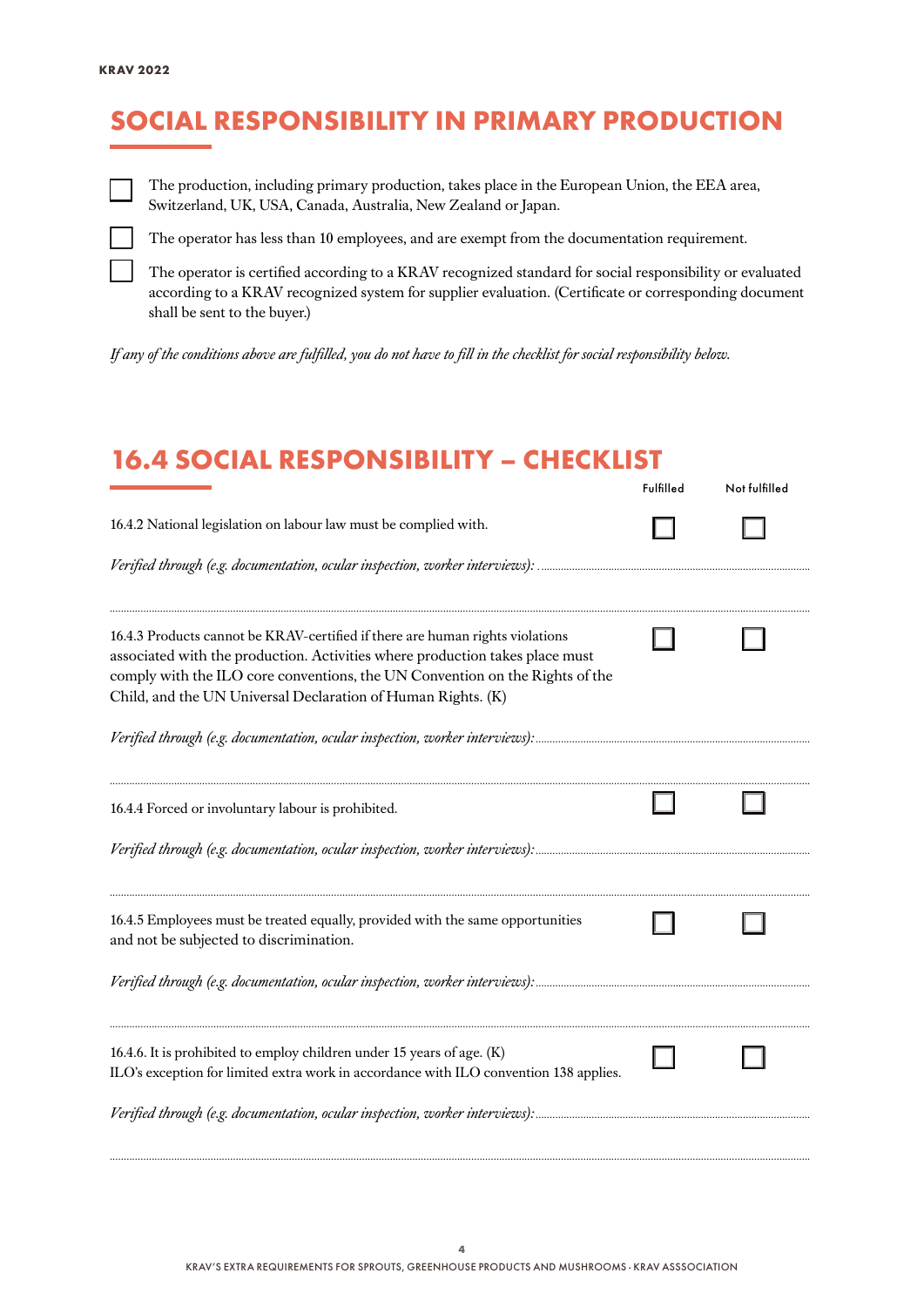## SOCIAL RESPONSIBILITY IN PRIMARY PRODUCTION

- ☐ The production, including primary production, takes place in the European Union, the EEA area, Switzerland, UK, USA, Canada, Australia, New Zealand or Japan.
- ☐ The operator has less than 10 employees, and are exempt from the documentation requirement.
- ☐ The operator is certified according to a KRAV recognized standard for social responsibility or evaluated according to a KRAV recognized system for supplier evaluation. (Certificate or corresponding document shall be sent to the buyer.)

*If any of the conditions above are fulfilled, you do not have to fill in the checklist for social responsibility below.*

## 16.4 SOCIAL RESPONSIBILITY – CHECKLIST

| | Fulfilled | Not fulfilled |
|---|---|---|
| 16.4.2 National legislation on labour law must be complied with. | ☐ | ☐ |
| *Verified through (e.g. documentation, ocular inspection, worker interviews):* ........................................ | | |
| 16.4.3 Products cannot be KRAV-certified if there are human rights violations associated with the production. Activities where production takes place must comply with the ILO core conventions, the UN Convention on the Rights of the Child, and the UN Universal Declaration of Human Rights. (K) | ☐ | ☐ |
| *Verified through (e.g. documentation, ocular inspection, worker interviews):* ........................................ | | |
| 16.4.4 Forced or involuntary labour is prohibited. | ☐ | ☐ |
| *Verified through (e.g. documentation, ocular inspection, worker interviews):* ........................................ | | |
| 16.4.5 Employees must be treated equally, provided with the same opportunities and not be subjected to discrimination. | ☐ | ☐ |
| *Verified through (e.g. documentation, ocular inspection, worker interviews):* ........................................ | | |
| 16.4.6. It is prohibited to employ children under 15 years of age. (K) ILO's exception for limited extra work in accordance with ILO convention 138 applies. | ☐ | ☐ |
| *Verified through (e.g. documentation, ocular inspection, worker interviews):* ........................................ | | |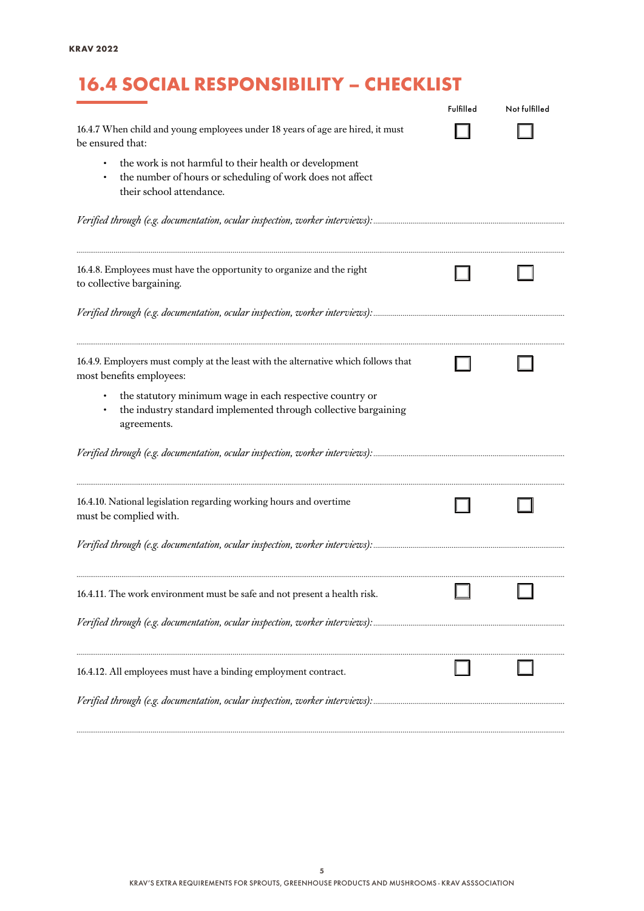## 16.4 SOCIAL RESPONSIBILITY – CHECKLIST

| | Fulfilled | Not fulfilled |
|---|---|---|
| 16.4.7 When child and young employees under 18 years of age are hired, it must be ensured that:<br>• the work is not harmful to their health or development<br>• the number of hours or scheduling of work does not affect their school attendance. | ☐ | ☐ |

*Verified through (e.g. documentation, ocular inspection, worker interviews):* ................................................................

................................................................................................................................................................

| | Fulfilled | Not fulfilled |
|---|---|---|
| 16.4.8. Employees must have the opportunity to organize and the right to collective bargaining. | ☐ | ☐ |

*Verified through (e.g. documentation, ocular inspection, worker interviews):* ................................................................

................................................................................................................................................................

| | Fulfilled | Not fulfilled |
|---|---|---|
| 16.4.9. Employers must comply at the least with the alternative which follows that most benefits employees:<br>• the statutory minimum wage in each respective country or<br>• the industry standard implemented through collective bargaining agreements. | ☐ | ☐ |

*Verified through (e.g. documentation, ocular inspection, worker interviews):* ................................................................

................................................................................................................................................................

| | Fulfilled | Not fulfilled |
|---|---|---|
| 16.4.10. National legislation regarding working hours and overtime must be complied with. | ☐ | ☐ |

*Verified through (e.g. documentation, ocular inspection, worker interviews):* ................................................................

................................................................................................................................................................

| | Fulfilled | Not fulfilled |
|---|---|---|
| 16.4.11. The work environment must be safe and not present a health risk. | ☐ | ☐ |

*Verified through (e.g. documentation, ocular inspection, worker interviews):* ................................................................

................................................................................................................................................................

| | Fulfilled | Not fulfilled |
|---|---|---|
| 16.4.12. All employees must have a binding employment contract. | ☐ | ☐ |

*Verified through (e.g. documentation, ocular inspection, worker interviews):* ................................................................

................................................................................................................................................................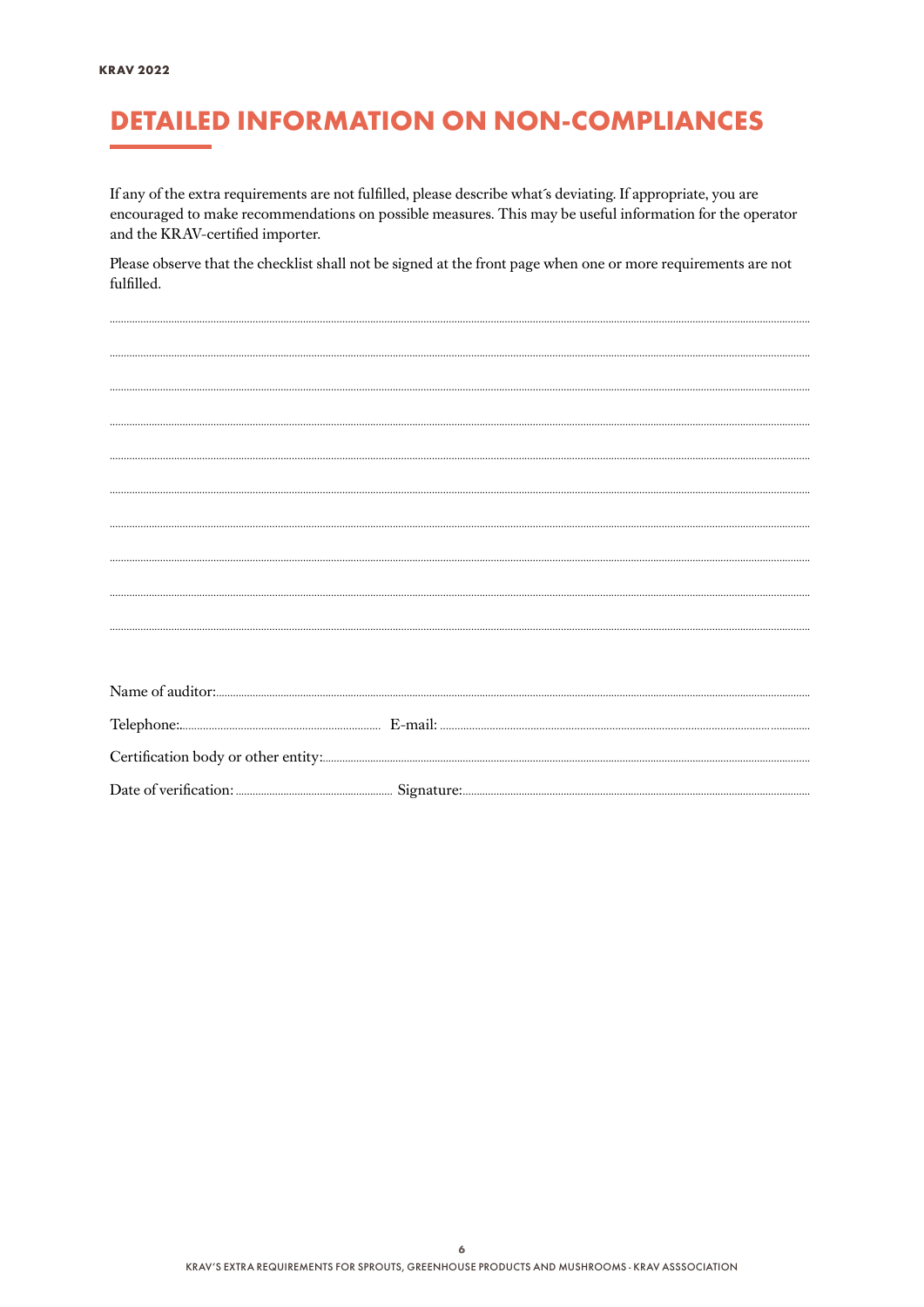# DETAILED INFORMATION ON NON-COMPLIANCES

If any of the extra requirements are not fulfilled, please describe what´s deviating. If appropriate, you are encouraged to make recommendations on possible measures. This may be useful information for the operator and the KRAV-certified importer.

Please observe that the checklist shall not be signed at the front page when one or more requirements are not fulfilled.

..................................................................................................................................................................

..................................................................................................................................................................

..................................................................................................................................................................

..................................................................................................................................................................

..................................................................................................................................................................

..................................................................................................................................................................

..................................................................................................................................................................

..................................................................................................................................................................

..................................................................................................................................................................

..................................................................................................................................................................

Name of auditor:..................................................................................................................................................

Telephone:....................................................... E-mail: ..........................................................................................

Certification body or other entity:........................................................................................................................

Date of verification: ........................................ Signature:....................................................................................